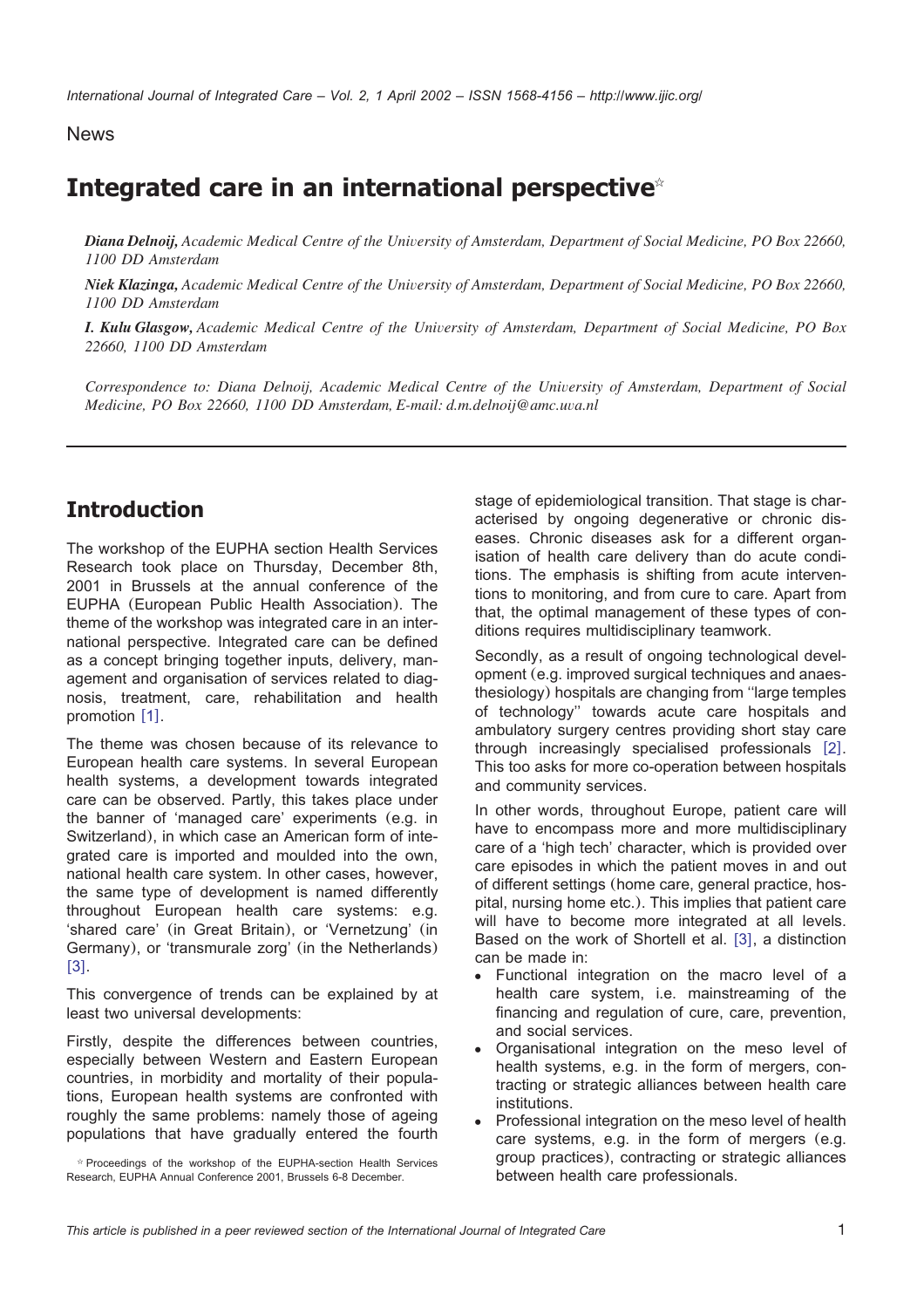News

# Integrated care in an international perspective☆

***Diana Delnoij,*** *Academic Medical Centre of the University of Amsterdam, Department of Social Medicine, PO Box 22660, 1100 DD Amsterdam*

***Niek Klazinga,*** *Academic Medical Centre of the University of Amsterdam, Department of Social Medicine, PO Box 22660, 1100 DD Amsterdam*

***I. Kulu Glasgow,*** *Academic Medical Centre of the University of Amsterdam, Department of Social Medicine, PO Box 22660, 1100 DD Amsterdam*

*Correspondence to: Diana Delnoij, Academic Medical Centre of the University of Amsterdam, Department of Social Medicine, PO Box 22660, 1100 DD Amsterdam, E-mail: d.m.delnoij@amc.uva.nl*

## Introduction

The workshop of the EUPHA section Health Services Research took place on Thursday, December 8th, 2001 in Brussels at the annual conference of the EUPHA (European Public Health Association). The theme of the workshop was integrated care in an international perspective. Integrated care can be defined as a concept bringing together inputs, delivery, management and organisation of services related to diagnosis, treatment, care, rehabilitation and health promotion [1].

The theme was chosen because of its relevance to European health care systems. In several European health systems, a development towards integrated care can be observed. Partly, this takes place under the banner of 'managed care' experiments (e.g. in Switzerland), in which case an American form of integrated care is imported and moulded into the own, national health care system. In other cases, however, the same type of development is named differently throughout European health care systems: e.g. 'shared care' (in Great Britain), or 'Vernetzung' (in Germany), or 'transmurale zorg' (in the Netherlands) [3].

This convergence of trends can be explained by at least two universal developments:

Firstly, despite the differences between countries, especially between Western and Eastern European countries, in morbidity and mortality of their populations, European health systems are confronted with roughly the same problems: namely those of ageing populations that have gradually entered the fourth stage of epidemiological transition. That stage is characterised by ongoing degenerative or chronic diseases. Chronic diseases ask for a different organisation of health care delivery than do acute conditions. The emphasis is shifting from acute interventions to monitoring, and from cure to care. Apart from that, the optimal management of these types of conditions requires multidisciplinary teamwork.

Secondly, as a result of ongoing technological development (e.g. improved surgical techniques and anaesthesiology) hospitals are changing from "large temples of technology" towards acute care hospitals and ambulatory surgery centres providing short stay care through increasingly specialised professionals [2]. This too asks for more co-operation between hospitals and community services.

In other words, throughout Europe, patient care will have to encompass more and more multidisciplinary care of a 'high tech' character, which is provided over care episodes in which the patient moves in and out of different settings (home care, general practice, hospital, nursing home etc.). This implies that patient care will have to become more integrated at all levels. Based on the work of Shortell et al. [3], a distinction can be made in:

- Functional integration on the macro level of a health care system, i.e. mainstreaming of the financing and regulation of cure, care, prevention, and social services.
- Organisational integration on the meso level of health systems, e.g. in the form of mergers, contracting or strategic alliances between health care institutions.
- Professional integration on the meso level of health care systems, e.g. in the form of mergers (e.g. group practices), contracting or strategic alliances between health care professionals.

☆ Proceedings of the workshop of the EUPHA-section Health Services Research, EUPHA Annual Conference 2001, Brussels 6-8 December.

This article is published in a peer reviewed section of the International Journal of Integrated Care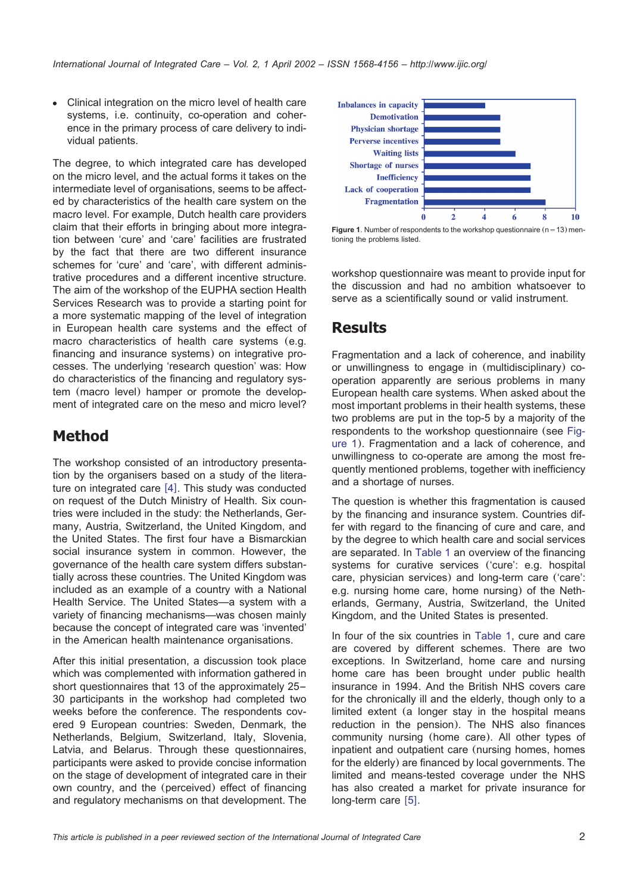- Clinical integration on the micro level of health care systems, i.e. continuity, co-operation and coherence in the primary process of care delivery to individual patients.

The degree, to which integrated care has developed on the micro level, and the actual forms it takes on the intermediate level of organisations, seems to be affected by characteristics of the health care system on the macro level. For example, Dutch health care providers claim that their efforts in bringing about more integration between 'cure' and 'care' facilities are frustrated by the fact that there are two different insurance schemes for 'cure' and 'care', with different administrative procedures and a different incentive structure. The aim of the workshop of the EUPHA section Health Services Research was to provide a starting point for a more systematic mapping of the level of integration in European health care systems and the effect of macro characteristics of health care systems (e.g. financing and insurance systems) on integrative processes. The underlying 'research question' was: How do characteristics of the financing and regulatory system (macro level) hamper or promote the development of integrated care on the meso and micro level?

## Method

The workshop consisted of an introductory presentation by the organisers based on a study of the literature on integrated care [4]. This study was conducted on request of the Dutch Ministry of Health. Six countries were included in the study: the Netherlands, Germany, Austria, Switzerland, the United Kingdom, and the United States. The first four have a Bismarckian social insurance system in common. However, the governance of the health care system differs substantially across these countries. The United Kingdom was included as an example of a country with a National Health Service. The United States—a system with a variety of financing mechanisms—was chosen mainly because the concept of integrated care was 'invented' in the American health maintenance organisations.

After this initial presentation, a discussion took place which was complemented with information gathered in short questionnaires that 13 of the approximately 25–30 participants in the workshop had completed two weeks before the conference. The respondents covered 9 European countries: Sweden, Denmark, the Netherlands, Belgium, Switzerland, Italy, Slovenia, Latvia, and Belarus. Through these questionnaires, participants were asked to provide concise information on the stage of development of integrated care in their own country, and the (perceived) effect of financing and regulatory mechanisms on that development. The workshop questionnaire was meant to provide input for the discussion and had no ambition whatsoever to serve as a scientifically sound or valid instrument.

**Figure 1**. Number of respondents to the workshop questionnaire (n = 13) mentioning the problems listed.

## Results

Fragmentation and a lack of coherence, and inability or unwillingness to engage in (multidisciplinary) co-operation apparently are serious problems in many European health care systems. When asked about the most important problems in their health systems, these two problems are put in the top-5 by a majority of the respondents to the workshop questionnaire (see Figure 1). Fragmentation and a lack of coherence, and unwillingness to co-operate are among the most frequently mentioned problems, together with inefficiency and a shortage of nurses.

The question is whether this fragmentation is caused by the financing and insurance system. Countries differ with regard to the financing of cure and care, and by the degree to which health care and social services are separated. In Table 1 an overview of the financing systems for curative services ('cure': e.g. hospital care, physician services) and long-term care ('care': e.g. nursing home care, home nursing) of the Netherlands, Germany, Austria, Switzerland, the United Kingdom, and the United States is presented.

In four of the six countries in Table 1, cure and care are covered by different schemes. There are two exceptions. In Switzerland, home care and nursing home care has been brought under public health insurance in 1994. And the British NHS covers care for the chronically ill and the elderly, though only to a limited extent (a longer stay in the hospital means reduction in the pension). The NHS also finances community nursing (home care). All other types of inpatient and outpatient care (nursing homes, homes for the elderly) are financed by local governments. The limited and means-tested coverage under the NHS has also created a market for private insurance for long-term care [5].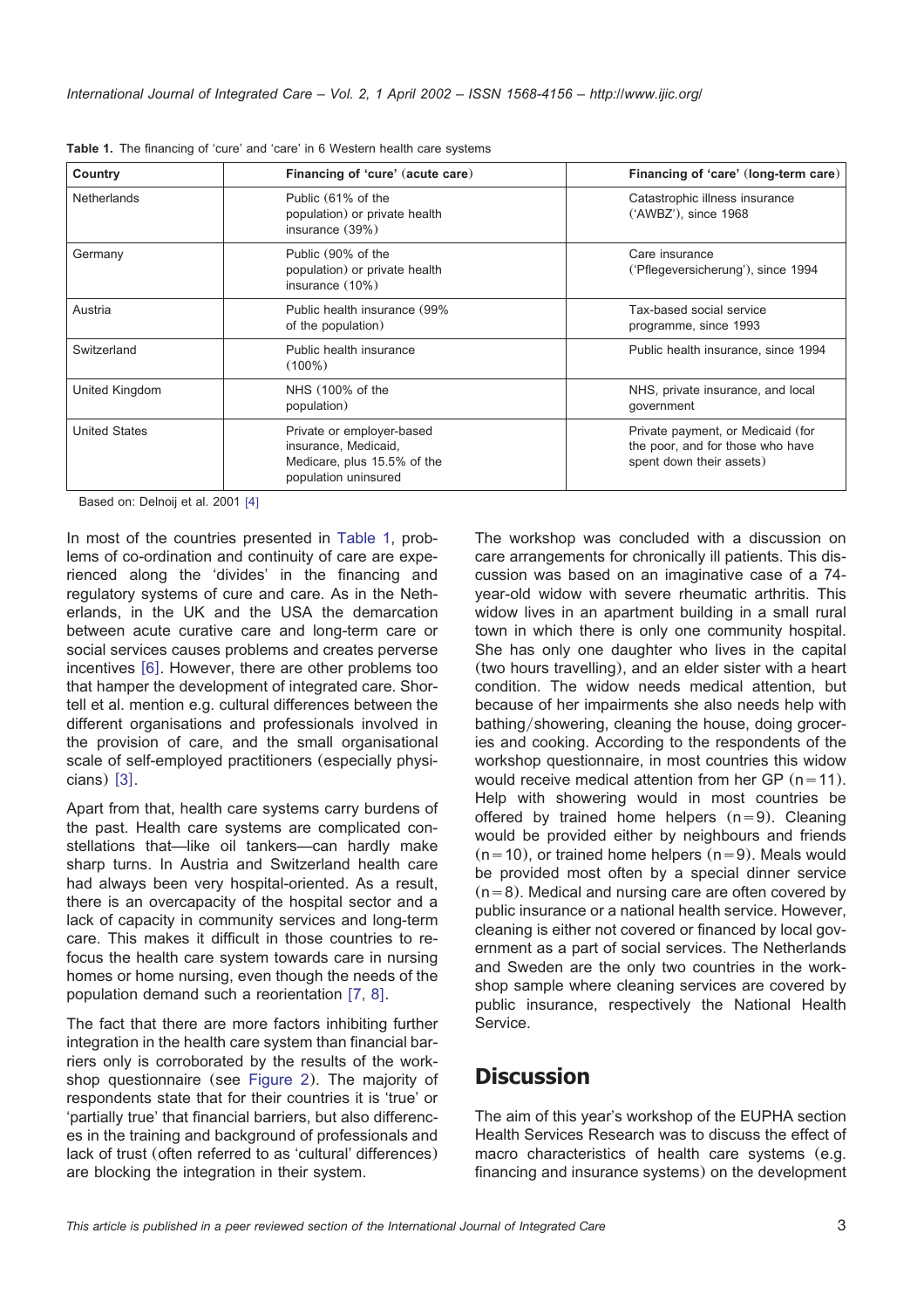**Table 1.** The financing of 'cure' and 'care' in 6 Western health care systems

| Country | Financing of 'cure' (acute care) | Financing of 'care' (long-term care) |
|---|---|---|
| Netherlands | Public (61% of the population) or private health insurance (39%) | Catastrophic illness insurance ('AWBZ'), since 1968 |
| Germany | Public (90% of the population) or private health insurance (10%) | Care insurance ('Pflegeversicherung'), since 1994 |
| Austria | Public health insurance (99% of the population) | Tax-based social service programme, since 1993 |
| Switzerland | Public health insurance (100%) | Public health insurance, since 1994 |
| United Kingdom | NHS (100% of the population) | NHS, private insurance, and local government |
| United States | Private or employer-based insurance, Medicaid, Medicare, plus 15.5% of the population uninsured | Private payment, or Medicaid (for the poor, and for those who have spent down their assets) |

Based on: Delnoij et al. 2001 [4]

In most of the countries presented in Table 1, problems of co-ordination and continuity of care are experienced along the 'divides' in the financing and regulatory systems of cure and care. As in the Netherlands, in the UK and the USA the demarcation between acute curative care and long-term care or social services causes problems and creates perverse incentives [6]. However, there are other problems too that hamper the development of integrated care. Shortell et al. mention e.g. cultural differences between the different organisations and professionals involved in the provision of care, and the small organisational scale of self-employed practitioners (especially physicians) [3].

Apart from that, health care systems carry burdens of the past. Health care systems are complicated constellations that—like oil tankers—can hardly make sharp turns. In Austria and Switzerland health care had always been very hospital-oriented. As a result, there is an overcapacity of the hospital sector and a lack of capacity in community services and long-term care. This makes it difficult in those countries to refocus the health care system towards care in nursing homes or home nursing, even though the needs of the population demand such a reorientation [7, 8].

The fact that there are more factors inhibiting further integration in the health care system than financial barriers only is corroborated by the results of the workshop questionnaire (see Figure 2). The majority of respondents state that for their countries it is 'true' or 'partially true' that financial barriers, but also differences in the training and background of professionals and lack of trust (often referred to as 'cultural' differences) are blocking the integration in their system.

The workshop was concluded with a discussion on care arrangements for chronically ill patients. This discussion was based on an imaginative case of a 74-year-old widow with severe rheumatic arthritis. This widow lives in an apartment building in a small rural town in which there is only one community hospital. She has only one daughter who lives in the capital (two hours travelling), and an elder sister with a heart condition. The widow needs medical attention, but because of her impairments she also needs help with bathing/showering, cleaning the house, doing groceries and cooking. According to the respondents of the workshop questionnaire, in most countries this widow would receive medical attention from her GP ($n=11$). Help with showering would in most countries be offered by trained home helpers ($n=9$). Cleaning would be provided either by neighbours and friends ($n=10$), or trained home helpers ($n=9$). Meals would be provided most often by a special dinner service ($n=8$). Medical and nursing care are often covered by public insurance or a national health service. However, cleaning is either not covered or financed by local government as a part of social services. The Netherlands and Sweden are the only two countries in the workshop sample where cleaning services are covered by public insurance, respectively the National Health Service.

## Discussion

The aim of this year's workshop of the EUPHA section Health Services Research was to discuss the effect of macro characteristics of health care systems (e.g. financing and insurance systems) on the development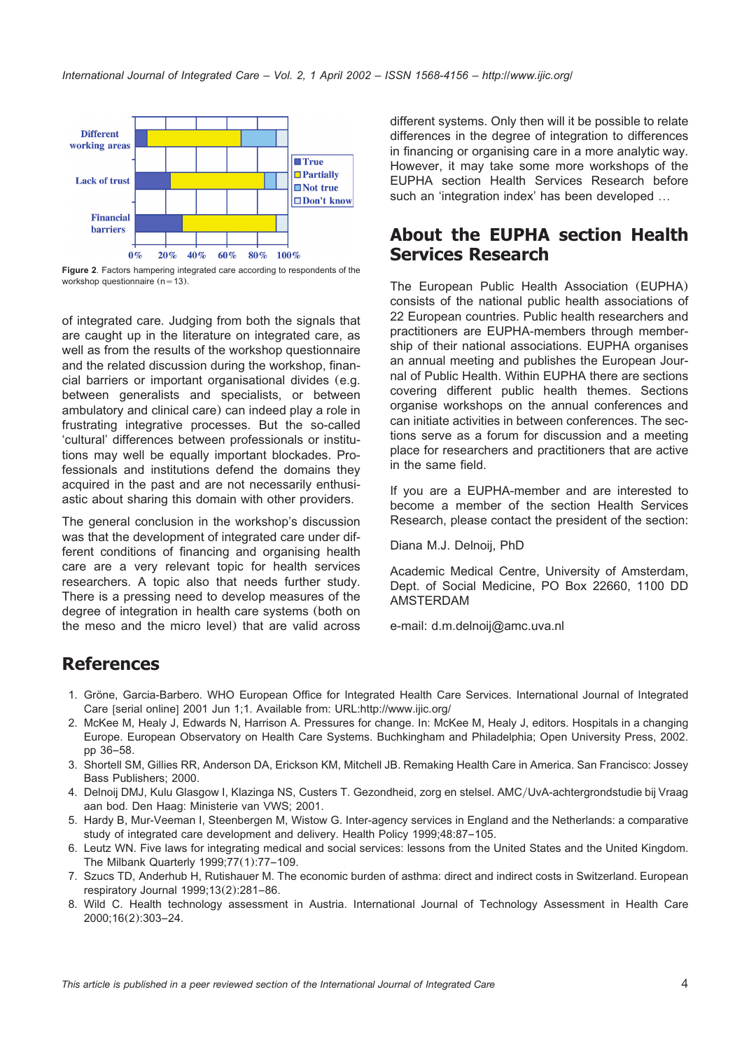Different working areas

Lack of trust

Financial barriers

True
Partially
Not true
Don't know

0% 20% 40% 60% 80% 100%

**Figure 2**. Factors hampering integrated care according to respondents of the workshop questionnaire (n = 13).

of integrated care. Judging from both the signals that are caught up in the literature on integrated care, as well as from the results of the workshop questionnaire and the related discussion during the workshop, financial barriers or important organisational divides (e.g. between generalists and specialists, or between ambulatory and clinical care) can indeed play a role in frustrating integrative processes. But the so-called 'cultural' differences between professionals or institutions may well be equally important blockades. Professionals and institutions defend the domains they acquired in the past and are not necessarily enthusiastic about sharing this domain with other providers.

The general conclusion in the workshop's discussion was that the development of integrated care under different conditions of financing and organising health care are a very relevant topic for health services researchers. A topic also that needs further study. There is a pressing need to develop measures of the degree of integration in health care systems (both on the meso and the micro level) that are valid across different systems. Only then will it be possible to relate differences in the degree of integration to differences in financing or organising care in a more analytic way. However, it may take some more workshops of the EUPHA section Health Services Research before such an 'integration index' has been developed ...

## About the EUPHA section Health Services Research

The European Public Health Association (EUPHA) consists of the national public health associations of 22 European countries. Public health researchers and practitioners are EUPHA-members through membership of their national associations. EUPHA organises an annual meeting and publishes the European Journal of Public Health. Within EUPHA there are sections covering different public health themes. Sections organise workshops on the annual conferences and can initiate activities in between conferences. The sections serve as a forum for discussion and a meeting place for researchers and practitioners that are active in the same field.

If you are a EUPHA-member and are interested to become a member of the section Health Services Research, please contact the president of the section:

Diana M.J. Delnoij, PhD

Academic Medical Centre, University of Amsterdam, Dept. of Social Medicine, PO Box 22660, 1100 DD AMSTERDAM

e-mail: d.m.delnoij@amc.uva.nl

## References

1. Gröne, Garcia-Barbero. WHO European Office for Integrated Health Care Services. International Journal of Integrated Care [serial online] 2001 Jun 1;1. Available from: URL:http://www.ijic.org/
2. McKee M, Healy J, Edwards N, Harrison A. Pressures for change. In: McKee M, Healy J, editors. Hospitals in a changing Europe. European Observatory on Health Care Systems. Buchkingham and Philadelphia; Open University Press, 2002. pp 36–58.
3. Shortell SM, Gillies RR, Anderson DA, Erickson KM, Mitchell JB. Remaking Health Care in America. San Francisco: Jossey Bass Publishers; 2000.
4. Delnoij DMJ, Kulu Glasgow I, Klazinga NS, Custers T. Gezondheid, zorg en stelsel. AMC/UvA-achtergrondstudie bij Vraag aan bod. Den Haag: Ministerie van VWS; 2001.
5. Hardy B, Mur-Veeman I, Steenbergen M, Wistow G. Inter-agency services in England and the Netherlands: a comparative study of integrated care development and delivery. Health Policy 1999;48:87–105.
6. Leutz WN. Five laws for integrating medical and social services: lessons from the United States and the United Kingdom. The Milbank Quarterly 1999;77(1):77–109.
7. Szucs TD, Anderhub H, Rutishauer M. The economic burden of asthma: direct and indirect costs in Switzerland. European respiratory Journal 1999;13(2):281–86.
8. Wild C. Health technology assessment in Austria. International Journal of Technology Assessment in Health Care 2000;16(2):303–24.

*This article is published in a peer reviewed section of the International Journal of Integrated Care*